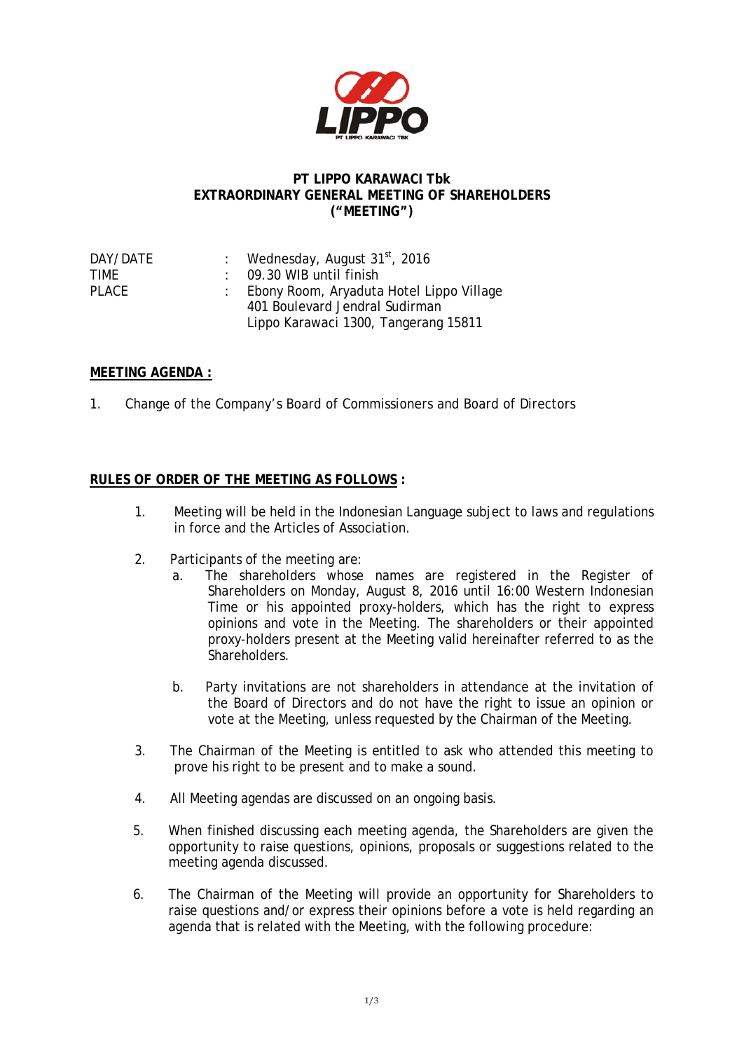**PT LIPPO KARAWACI Tbk**
**EXTRAORDINARY GENERAL MEETING OF SHAREHOLDERS**
**("MEETING")**

| | | |
|---|---|---|
| DAY/DATE | : | Wednesday, August 31st, 2016 |
| TIME | : | 09.30 WIB until finish |
| PLACE | : | Ebony Room, Aryaduta Hotel Lippo Village<br>401 Boulevard Jendral Sudirman<br>Lippo Karawaci 1300, Tangerang 15811 |

**MEETING AGENDA :**

1. Change of the Company's Board of Commissioners and Board of Directors

**RULES OF ORDER OF THE MEETING AS FOLLOWS :**

1. Meeting will be held in the Indonesian Language subject to laws and regulations in force and the Articles of Association.

2. Participants of the meeting are:
   a. The shareholders whose names are registered in the Register of Shareholders on Monday, August 8, 2016 until 16:00 Western Indonesian Time or his appointed proxy-holders, which has the right to express opinions and vote in the Meeting. The shareholders or their appointed proxy-holders present at the Meeting valid hereinafter referred to as the Shareholders.

   b. Party invitations are not shareholders in attendance at the invitation of the Board of Directors and do not have the right to issue an opinion or vote at the Meeting, unless requested by the Chairman of the Meeting.

3. The Chairman of the Meeting is entitled to ask who attended this meeting to prove his right to be present and to make a sound.

4. All Meeting agendas are discussed on an ongoing basis.

5. When finished discussing each meeting agenda, the Shareholders are given the opportunity to raise questions, opinions, proposals or suggestions related to the meeting agenda discussed.

6. The Chairman of the Meeting will provide an opportunity for Shareholders to raise questions and/or express their opinions before a vote is held regarding an agenda that is related with the Meeting, with the following procedure: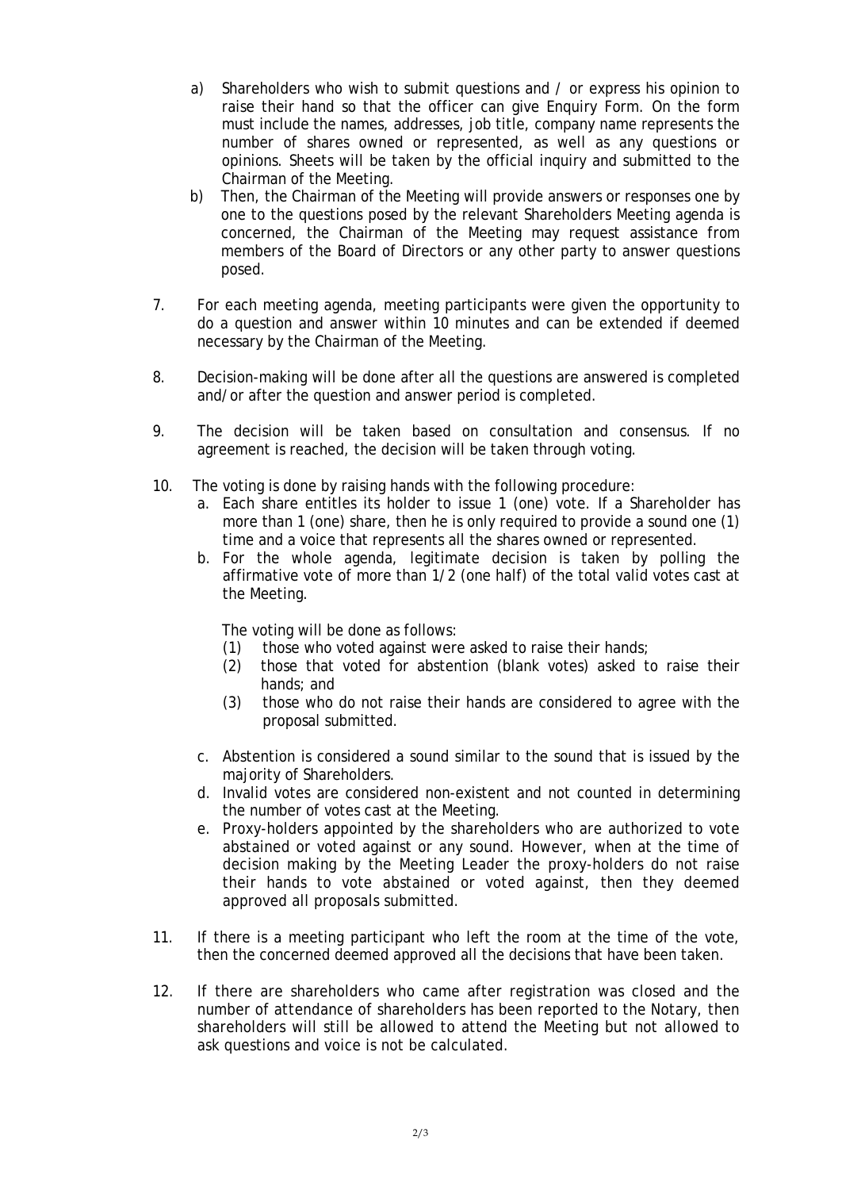a) Shareholders who wish to submit questions and / or express his opinion to raise their hand so that the officer can give Enquiry Form. On the form must include the names, addresses, job title, company name represents the number of shares owned or represented, as well as any questions or opinions. Sheets will be taken by the official inquiry and submitted to the Chairman of the Meeting.

b) Then, the Chairman of the Meeting will provide answers or responses one by one to the questions posed by the relevant Shareholders Meeting agenda is concerned, the Chairman of the Meeting may request assistance from members of the Board of Directors or any other party to answer questions posed.

7. For each meeting agenda, meeting participants were given the opportunity to do a question and answer within 10 minutes and can be extended if deemed necessary by the Chairman of the Meeting.

8. Decision-making will be done after all the questions are answered is completed and/or after the question and answer period is completed.

9. The decision will be taken based on consultation and consensus. If no agreement is reached, the decision will be taken through voting.

10. The voting is done by raising hands with the following procedure:
    a. Each share entitles its holder to issue 1 (one) vote. If a Shareholder has more than 1 (one) share, then he is only required to provide a sound one (1) time and a voice that represents all the shares owned or represented.
    b. For the whole agenda, legitimate decision is taken by polling the affirmative vote of more than 1/2 (one half) of the total valid votes cast at the Meeting.

       The voting will be done as follows:
       (1) those who voted against were asked to raise their hands;
       (2) those that voted for abstention (blank votes) asked to raise their hands; and
       (3) those who do not raise their hands are considered to agree with the proposal submitted.

    c. Abstention is considered a sound similar to the sound that is issued by the majority of Shareholders.
    d. Invalid votes are considered non-existent and not counted in determining the number of votes cast at the Meeting.
    e. Proxy-holders appointed by the shareholders who are authorized to vote abstained or voted against or any sound. However, when at the time of decision making by the Meeting Leader the proxy-holders do not raise their hands to vote abstained or voted against, then they deemed approved all proposals submitted.

11. If there is a meeting participant who left the room at the time of the vote, then the concerned deemed approved all the decisions that have been taken.

12. If there are shareholders who came after registration was closed and the number of attendance of shareholders has been reported to the Notary, then shareholders will still be allowed to attend the Meeting but not allowed to ask questions and voice is not be calculated.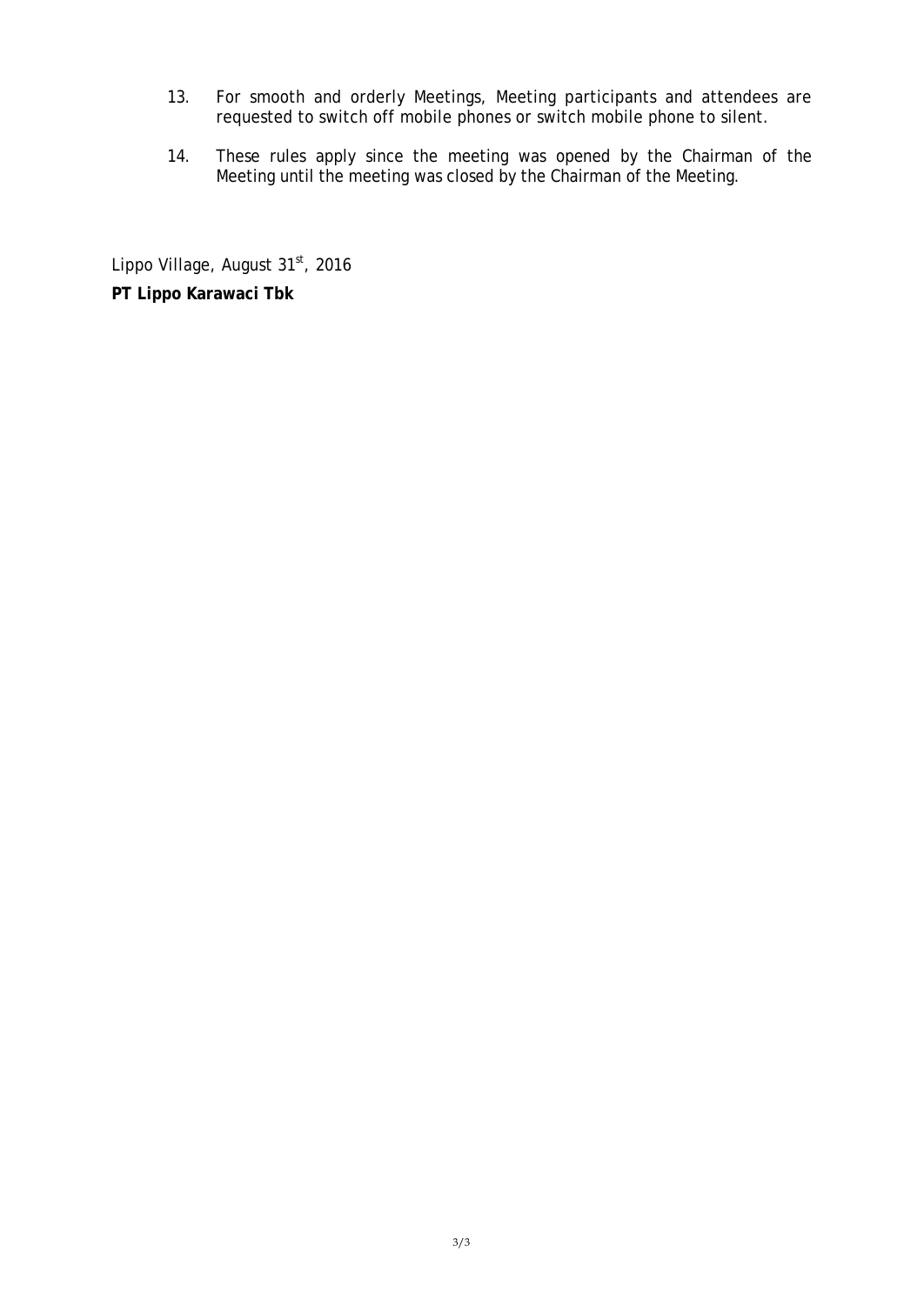13. For smooth and orderly Meetings, Meeting participants and attendees are requested to switch off mobile phones or switch mobile phone to silent.

14. These rules apply since the meeting was opened by the Chairman of the Meeting until the meeting was closed by the Chairman of the Meeting.

*Lippo Village, August 31st, 2016*

**PT Lippo Karawaci Tbk**